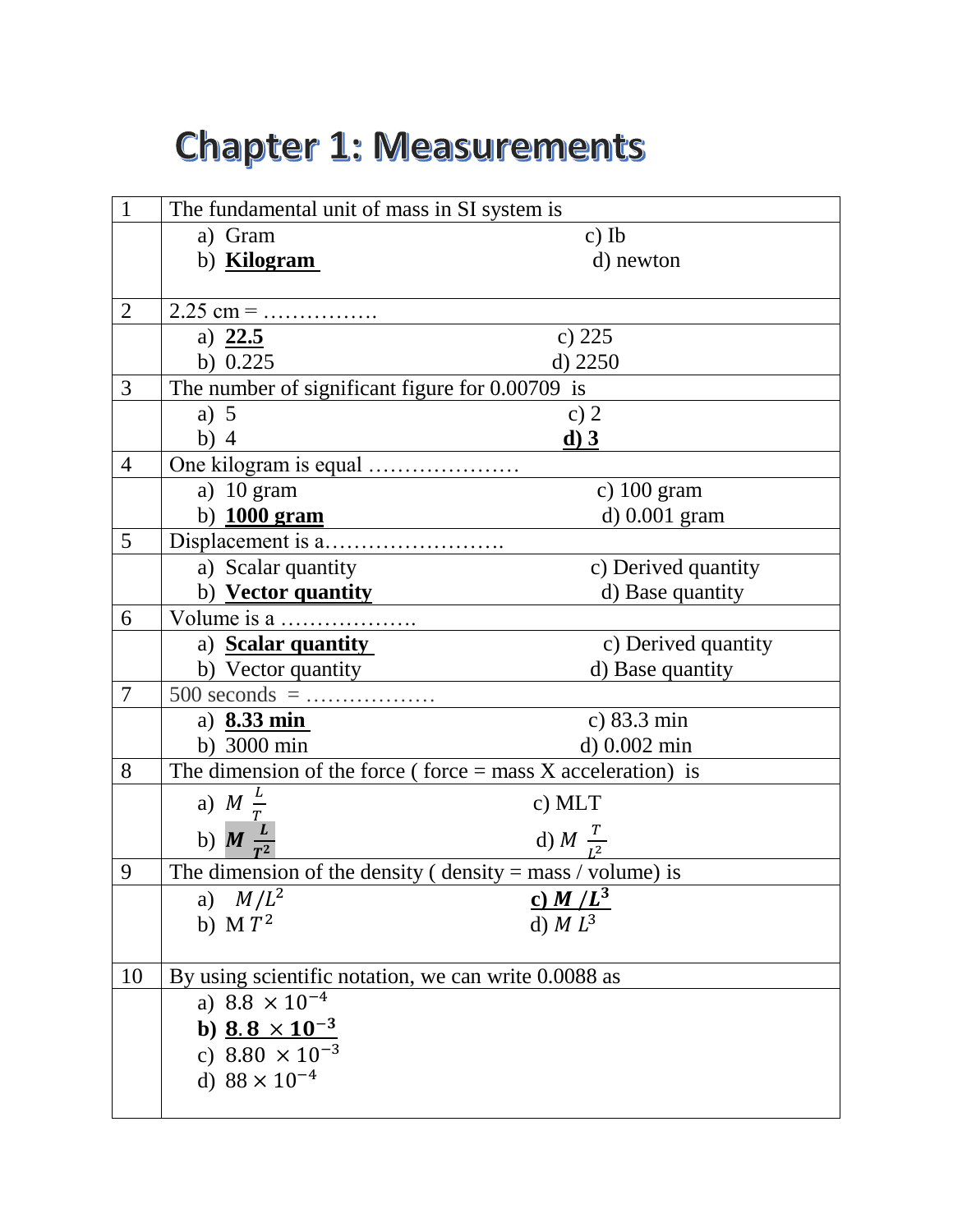# Chapter 1: Measurements

| | |
|---|---|
| 1 | The fundamental unit of mass in SI system is |
| | a) Gram &nbsp;&nbsp;&nbsp;&nbsp; c) Ib <br> b) **Kilogram** &nbsp;&nbsp;&nbsp;&nbsp; d) newton |
| 2 | 2.25 cm = ……………. |
| | a) **22.5** &nbsp;&nbsp;&nbsp;&nbsp; c) 225 <br> b) 0.225 &nbsp;&nbsp;&nbsp;&nbsp; d) 2250 |
| 3 | The number of significant figure for 0.00709 is |
| | a) 5 &nbsp;&nbsp;&nbsp;&nbsp; c) 2 <br> b) 4 &nbsp;&nbsp;&nbsp;&nbsp; **d) 3** |
| 4 | One kilogram is equal ………………… |
| | a) 10 gram &nbsp;&nbsp;&nbsp;&nbsp; c) 100 gram <br> b) **1000 gram** &nbsp;&nbsp;&nbsp;&nbsp; d) 0.001 gram |
| 5 | Displacement is a……………………. |
| | a) Scalar quantity &nbsp;&nbsp;&nbsp;&nbsp; c) Derived quantity <br> b) **Vector quantity** &nbsp;&nbsp;&nbsp;&nbsp; d) Base quantity |
| 6 | Volume is a ………………. |
| | a) **Scalar quantity** &nbsp;&nbsp;&nbsp;&nbsp; c) Derived quantity <br> b) Vector quantity &nbsp;&nbsp;&nbsp;&nbsp; d) Base quantity |
| 7 | 500 seconds = …………….. |
| | a) **8.33 min** &nbsp;&nbsp;&nbsp;&nbsp; c) 83.3 min <br> b) 3000 min &nbsp;&nbsp;&nbsp;&nbsp; d) 0.002 min |
| 8 | The dimension of the force ( force = mass X acceleration) is |
| | a) $M \frac{L}{T}$ &nbsp;&nbsp;&nbsp;&nbsp; c) MLT <br> b) $\boldsymbol{M \frac{L}{T^2}}$ &nbsp;&nbsp;&nbsp;&nbsp; d) $M \frac{T}{L^2}$ |
| 9 | The dimension of the density ( density = mass / volume) is |
| | a) $M/L^2$ &nbsp;&nbsp;&nbsp;&nbsp; **c)** $\boldsymbol{M/L^3}$ <br> b) $M T^2$ &nbsp;&nbsp;&nbsp;&nbsp; d) $M L^3$ |
| 10 | By using scientific notation, we can write 0.0088 as |
| | a) $8.8 \times 10^{-4}$ <br> **b)** $\boldsymbol{8.8 \times 10^{-3}}$ <br> c) $8.80 \times 10^{-3}$ <br> d) $88 \times 10^{-4}$ |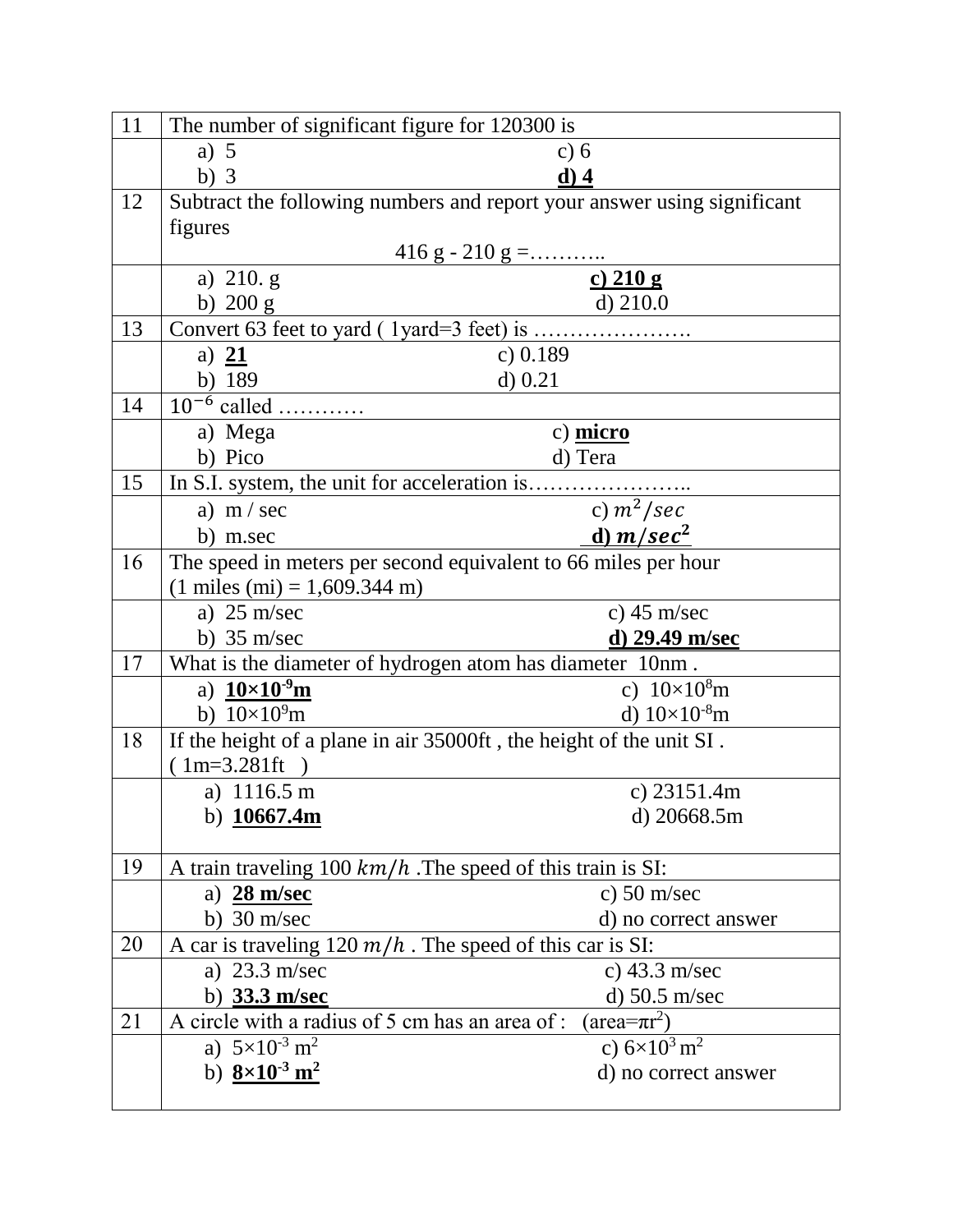| 11 | The number of significant figure for 120300 is | |
|---|---|---|
| | a) 5 | c) 6 |
| | b) 3 | **<u>d) 4</u>** |
| 12 | Subtract the following numbers and report your answer using significant figures<br>416 g - 210 g =……….. | |
| | a) 210. g | **<u>c) 210 g</u>** |
| | b) 200 g | d) 210.0 |
| 13 | Convert 63 feet to yard ( 1yard=3 feet) is …………………. | |
| | a) **<u>21</u>** | c) 0.189 |
| | b) 189 | d) 0.21 |
| 14 | $10^{-6}$ called ………… | |
| | a) Mega | c) **<u>micro</u>** |
| | b) Pico | d) Tera |
| 15 | In S.I. system, the unit for acceleration is………………….. | |
| | a) m / sec | c) $m^2/sec$ |
| | b) m.sec | **<u>d) $m/sec^2$</u>** |
| 16 | The speed in meters per second equivalent to 66 miles per hour<br>(1 miles (mi) = 1,609.344 m) | |
| | a) 25 m/sec | c) 45 m/sec |
| | b) 35 m/sec | **<u>d) 29.49 m/sec</u>** |
| 17 | What is the diameter of hydrogen atom has diameter 10nm . | |
| | a) **<u>$10\times10^{-9}$m</u>** | c) $10\times10^{8}$m |
| | b) $10\times10^{9}$m | d) $10\times10^{-8}$m |
| 18 | If the height of a plane in air 35000ft , the height of the unit SI .<br>( 1m=3.281ft ) | |
| | a) 1116.5 m | c) 23151.4m |
| | b) **<u>10667.4m</u>** | d) 20668.5m |
| 19 | A train traveling 100 $km/h$ .The speed of this train is SI: | |
| | a) **<u>28 m/sec</u>** | c) 50 m/sec |
| | b) 30 m/sec | d) no correct answer |
| 20 | A car is traveling 120 $m/h$ . The speed of this car is SI: | |
| | a) 23.3 m/sec | c) 43.3 m/sec |
| | b) **<u>33.3 m/sec</u>** | d) 50.5 m/sec |
| 21 | A circle with a radius of 5 cm has an area of : (area=$\pi r^2$) | |
| | a) $5\times10^{-3}$ $m^2$ | c) $6\times10^{3}$ $m^2$ |
| | b) **<u>$8\times10^{-3}$ $m^2$</u>** | d) no correct answer |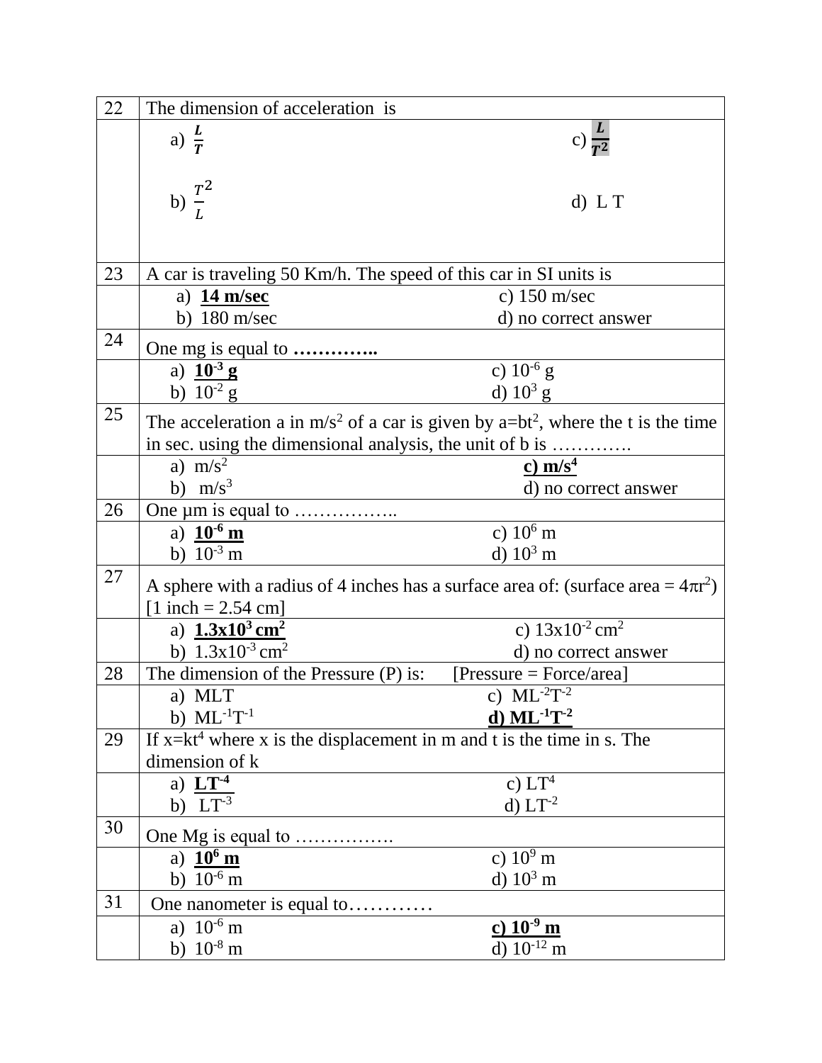| 22 | The dimension of acceleration is | |
|---|---|---|
| | a) $\frac{L}{T}$<br>b) $\frac{T^2}{L}$ | c) $\frac{L}{T^2}$<br>d) L T |
| 23 | A car is traveling 50 Km/h. The speed of this car in SI units is | |
| | a) **14 m/sec**<br>b) 180 m/sec | c) 150 m/sec<br>d) no correct answer |
| 24 | One mg is equal to **…………..** | |
| | a) **$10^{-3}$ g**<br>b) $10^{-2}$ g | c) $10^{-6}$ g<br>d) $10^{3}$ g |
| 25 | The acceleration a in m/s$^2$ of a car is given by a=bt$^2$, where the t is the time in sec. using the dimensional analysis, the unit of b is …………. | |
| | a) m/s$^2$<br>b) m/s$^3$ | **c) m/s$^4$**<br>d) no correct answer |
| 26 | One μm is equal to …………….. | |
| | a) **$10^{-6}$ m**<br>b) $10^{-3}$ m | c) $10^{6}$ m<br>d) $10^{3}$ m |
| 27 | A sphere with a radius of 4 inches has a surface area of: (surface area = $4\pi r^2$) [1 inch = 2.54 cm] | |
| | a) **$1.3\text{x}10^{3}$ cm$^2$**<br>b) $1.3\text{x}10^{-3}$ cm$^2$ | c) $13\text{x}10^{-2}$ cm$^2$<br>d) no correct answer |
| 28 | The dimension of the Pressure (P) is: [Pressure = Force/area] | |
| | a) MLT<br>b) $ML^{-1}T^{-1}$ | c) $ML^{-2}T^{-2}$<br>**d) $ML^{-1}T^{-2}$** |
| 29 | If x=kt$^4$ where x is the displacement in m and t is the time in s. The dimension of k | |
| | a) **$LT^{-4}$**<br>b) $LT^{-3}$ | c) $LT^{4}$<br>d) $LT^{-2}$ |
| 30 | One Mg is equal to ……………. | |
| | a) **$10^{6}$ m**<br>b) $10^{-6}$ m | c) $10^{9}$ m<br>d) $10^{3}$ m |
| 31 | One nanometer is equal to………… | |
| | a) $10^{-6}$ m<br>b) $10^{-8}$ m | **c) $10^{-9}$ m**<br>d) $10^{-12}$ m |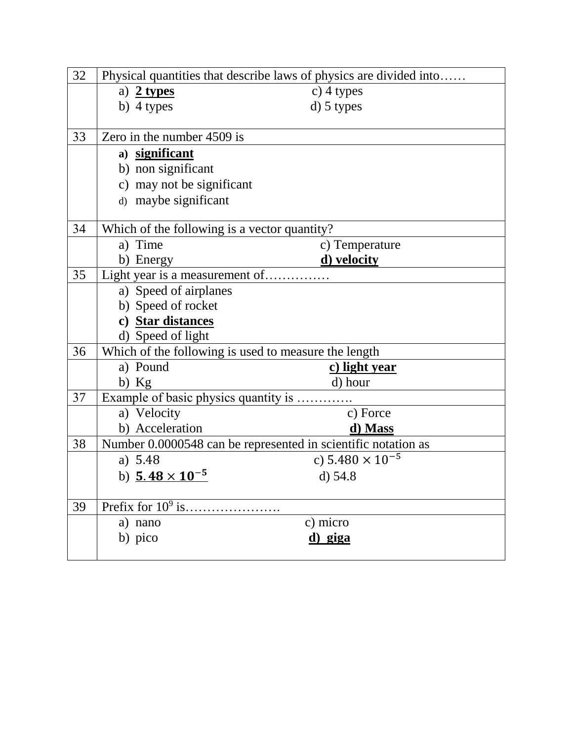| 32 | Physical quantities that describe laws of physics are divided into…… |
|---|---|
| | a) **<u>2 types</u>** c) 4 types<br>b) 4 types d) 5 types |
| 33 | Zero in the number 4509 is |
| | a) **<u>significant</u>**<br>b) non significant<br>c) may not be significant<br>d) maybe significant |
| 34 | Which of the following is a vector quantity? |
| | a) Time c) Temperature<br>b) Energy **<u>d) velocity</u>** |
| 35 | Light year is a measurement of…………… |
| | a) Speed of airplanes<br>b) Speed of rocket<br>**c) <u>Star distances</u>**<br>d) Speed of light |
| 36 | Which of the following is used to measure the length |
| | a) Pound **<u>c) light year</u>**<br>b) Kg d) hour |
| 37 | Example of basic physics quantity is …………. |
| | a) Velocity c) Force<br>b) Acceleration **<u>d) Mass</u>** |
| 38 | Number 0.0000548 can be represented in scientific notation as |
| | a) 5.48 c) $5.480 \times 10^{-5}$<br>b) **<u>$5.48 \times 10^{-5}$</u>** d) 54.8 |
| 39 | Prefix for $10^9$ is…………………. |
| | a) nano c) micro<br>b) pico **<u>d) giga</u>** |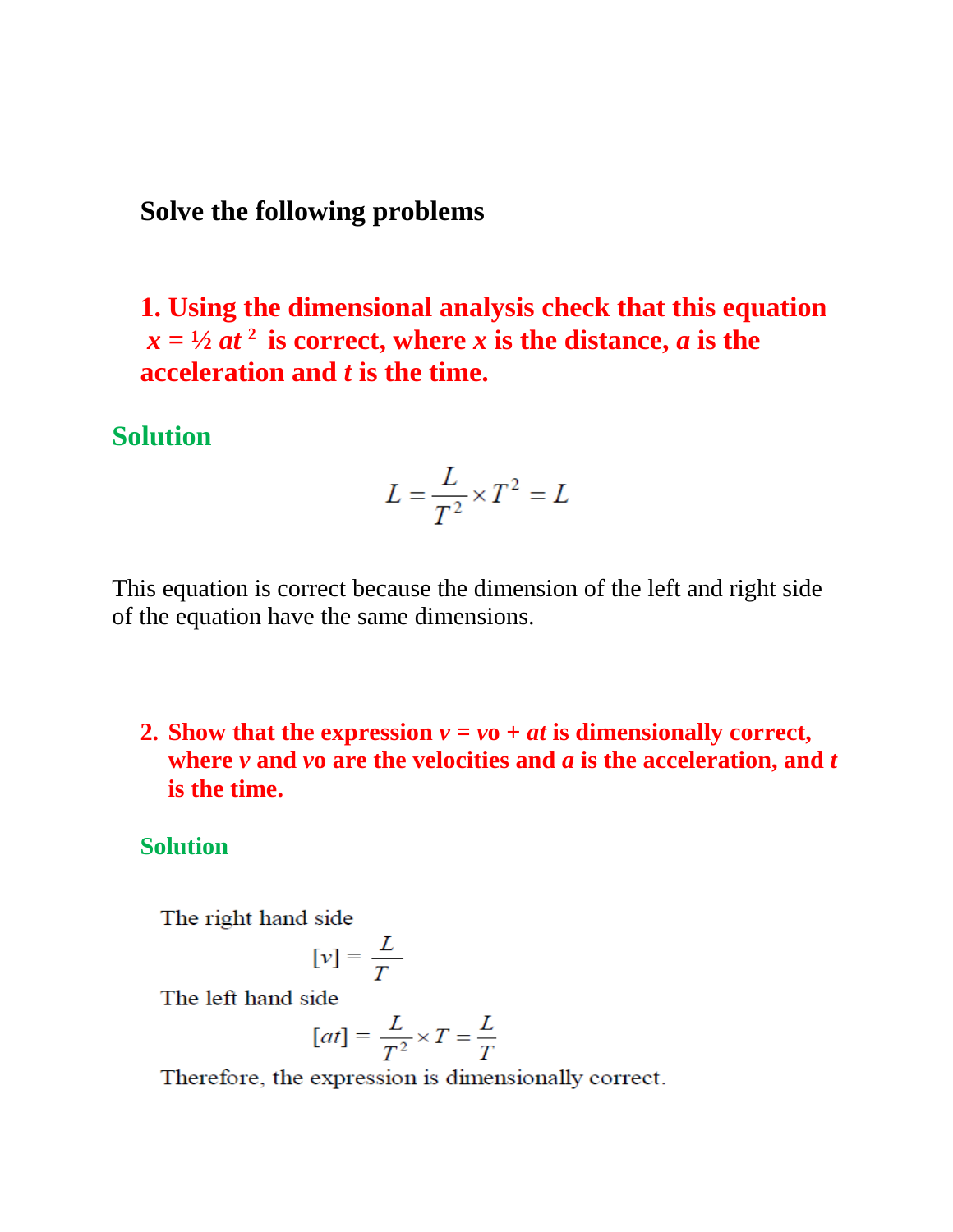## Solve the following problems

**1. Using the dimensional analysis check that this equation $x = ½ at^2$ is correct, where $x$ is the distance, $a$ is the acceleration and $t$ is the time.**

**Solution**

$$L = \frac{L}{T^2} \times T^2 = L$$

This equation is correct because the dimension of the left and right side of the equation have the same dimensions.

**2. Show that the expression $v = vo + at$ is dimensionally correct, where $v$ and $vo$ are the velocities and $a$ is the acceleration, and $t$ is the time.**

**Solution**

The right hand side

$$[v] = \frac{L}{T}$$

The left hand side

$$[at] = \frac{L}{T^2} \times T = \frac{L}{T}$$

Therefore, the expression is dimensionally correct.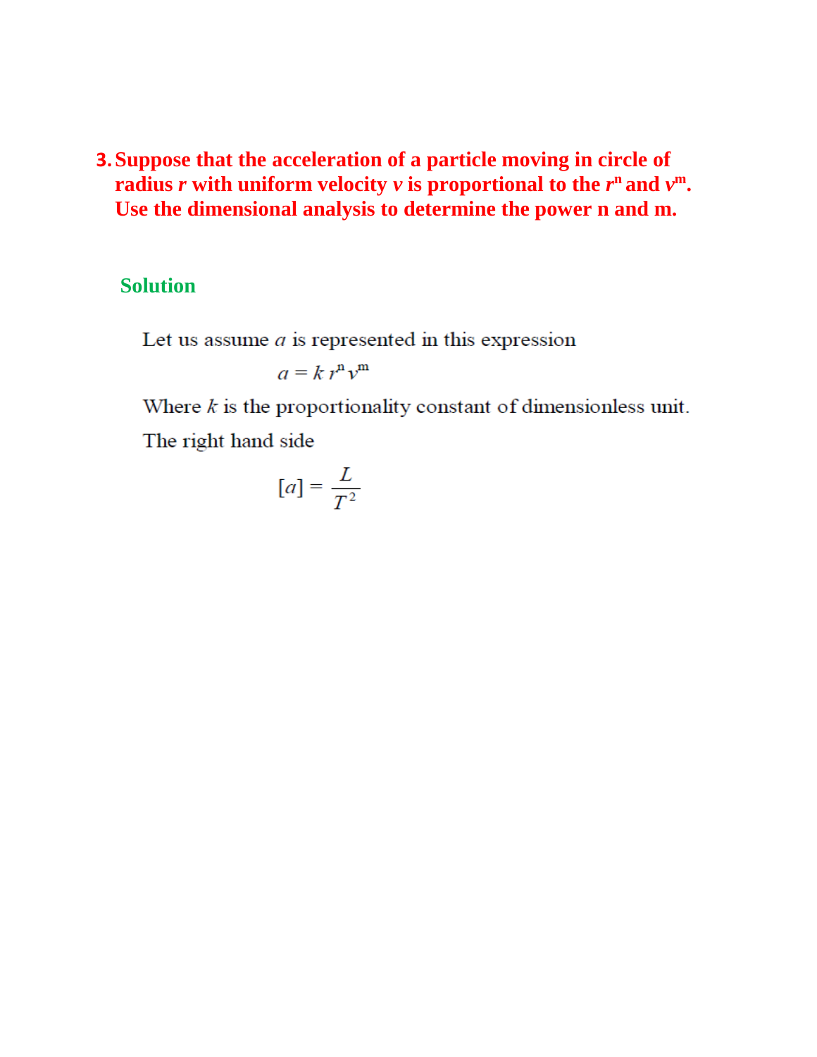**3. Suppose that the acceleration of a particle moving in circle of radius $r$ with uniform velocity $v$ is proportional to the $r^n$ and $v^m$. Use the dimensional analysis to determine the power n and m.**

**Solution**

Let us assume $a$ is represented in this expression

$$a = k\, r^n v^m$$

Where $k$ is the proportionality constant of dimensionless unit.

The right hand side

$$[a] = \frac{L}{T^2}$$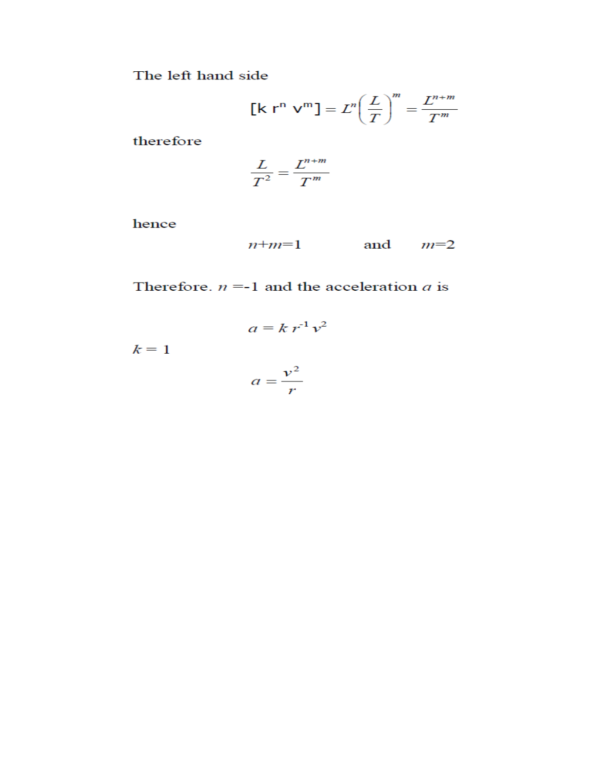The left hand side

$$[k\, r^n\, v^m] = L^n\left(\frac{L}{T}\right)^m = \frac{L^{n+m}}{T^m}$$

therefore

$$\frac{L}{T^2} = \frac{L^{n+m}}{T^m}$$

hence

$$n + m = 1 \qquad \text{and} \qquad m = 2$$

Therefore. $n$ =-1 and the acceleration $a$ is

$$a = k\, r^{-1}\, v^2$$

$k = 1$

$$a = \frac{v^2}{r}$$